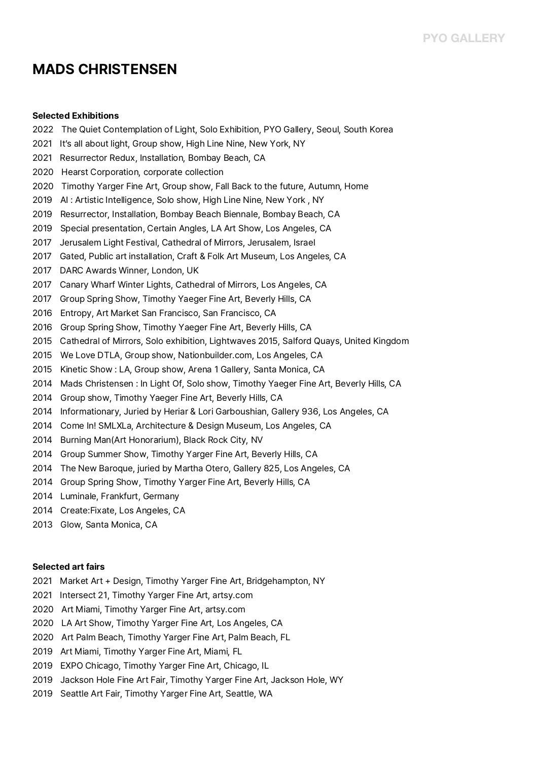# MADS CHRISTENSEN

**Selected Exhibitions**

2022 The Quiet Contemplation of Light, Solo Exhibition, PYO Gallery, Seoul, South Korea
2021 It's all about light, Group show, High Line Nine, New York, NY
2021 Resurrector Redux, Installation, Bombay Beach, CA
2020 Hearst Corporation, corporate collection
2020 Timothy Yarger Fine Art, Group show, Fall Back to the future, Autumn, Home
2019 AI : Artistic Intelligence, Solo show, High Line Nine, New York , NY
2019 Resurrector, Installation, Bombay Beach Biennale, Bombay Beach, CA
2019 Special presentation, Certain Angles, LA Art Show, Los Angeles, CA
2017 Jerusalem Light Festival, Cathedral of Mirrors, Jerusalem, Israel
2017 Gated, Public art installation, Craft & Folk Art Museum, Los Angeles, CA
2017 DARC Awards Winner, London, UK
2017 Canary Wharf Winter Lights, Cathedral of Mirrors, Los Angeles, CA
2017 Group Spring Show, Timothy Yaeger Fine Art, Beverly Hills, CA
2016 Entropy, Art Market San Francisco, San Francisco, CA
2016 Group Spring Show, Timothy Yaeger Fine Art, Beverly Hills, CA
2015 Cathedral of Mirrors, Solo exhibition, Lightwaves 2015, Salford Quays, United Kingdom
2015 We Love DTLA, Group show, Nationbuilder.com, Los Angeles, CA
2015 Kinetic Show : LA, Group show, Arena 1 Gallery, Santa Monica, CA
2014 Mads Christensen : In Light Of, Solo show, Timothy Yaeger Fine Art, Beverly Hills, CA
2014 Group show, Timothy Yaeger Fine Art, Beverly Hills, CA
2014 Informationary, Juried by Heriar & Lori Garboushian, Gallery 936, Los Angeles, CA
2014 Come In! SMLXLa, Architecture & Design Museum, Los Angeles, CA
2014 Burning Man(Art Honorarium), Black Rock City, NV
2014 Group Summer Show, Timothy Yarger Fine Art, Beverly Hills, CA
2014 The New Baroque, juried by Martha Otero, Gallery 825, Los Angeles, CA
2014 Group Spring Show, Timothy Yarger Fine Art, Beverly Hills, CA
2014 Luminale, Frankfurt, Germany
2014 Create:Fixate, Los Angeles, CA
2013 Glow, Santa Monica, CA

**Selected art fairs**

2021 Market Art + Design, Timothy Yarger Fine Art, Bridgehampton, NY
2021 Intersect 21, Timothy Yarger Fine Art, artsy.com
2020 Art Miami, Timothy Yarger Fine Art, artsy.com
2020 LA Art Show, Timothy Yarger Fine Art, Los Angeles, CA
2020 Art Palm Beach, Timothy Yarger Fine Art, Palm Beach, FL
2019 Art Miami, Timothy Yarger Fine Art, Miami, FL
2019 EXPO Chicago, Timothy Yarger Fine Art, Chicago, IL
2019 Jackson Hole Fine Art Fair, Timothy Yarger Fine Art, Jackson Hole, WY
2019 Seattle Art Fair, Timothy Yarger Fine Art, Seattle, WA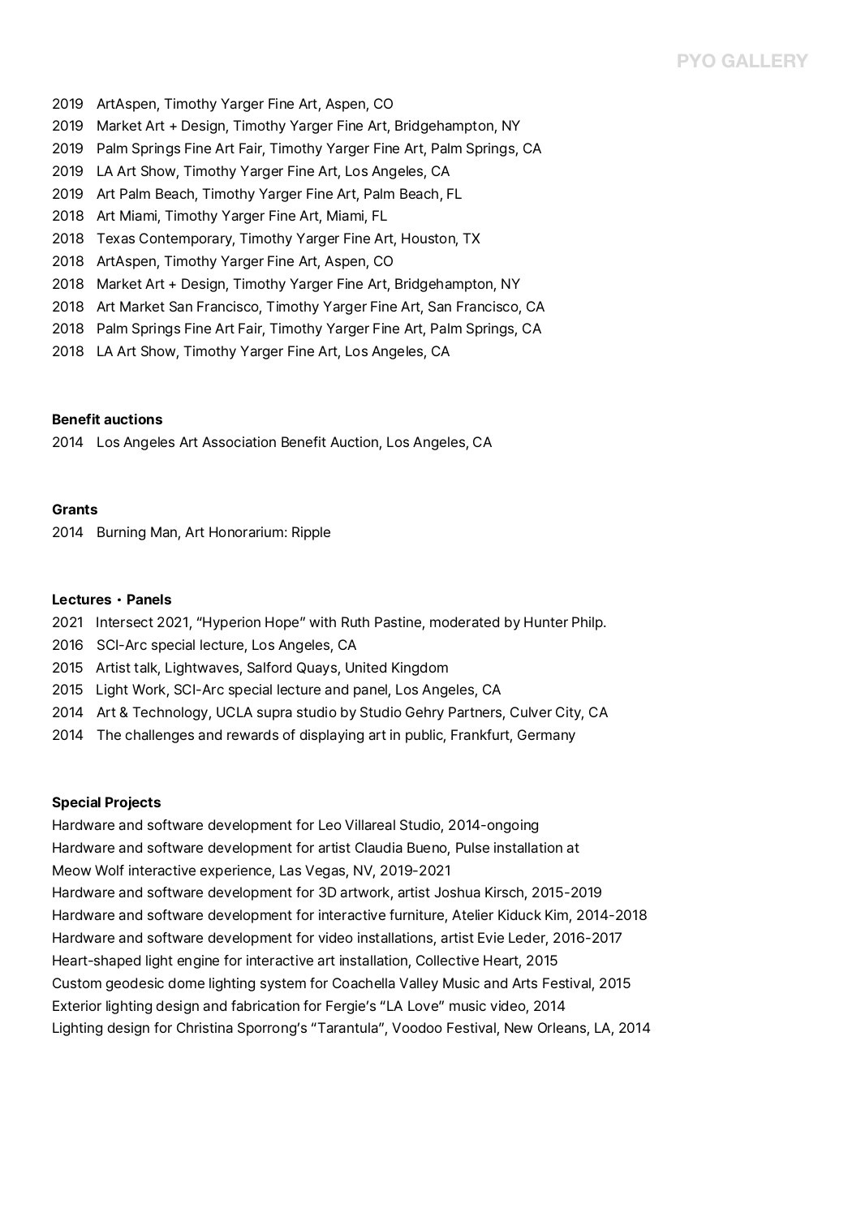2019 ArtAspen, Timothy Yarger Fine Art, Aspen, CO
2019 Market Art + Design, Timothy Yarger Fine Art, Bridgehampton, NY
2019 Palm Springs Fine Art Fair, Timothy Yarger Fine Art, Palm Springs, CA
2019 LA Art Show, Timothy Yarger Fine Art, Los Angeles, CA
2019 Art Palm Beach, Timothy Yarger Fine Art, Palm Beach, FL
2018 Art Miami, Timothy Yarger Fine Art, Miami, FL
2018 Texas Contemporary, Timothy Yarger Fine Art, Houston, TX
2018 ArtAspen, Timothy Yarger Fine Art, Aspen, CO
2018 Market Art + Design, Timothy Yarger Fine Art, Bridgehampton, NY
2018 Art Market San Francisco, Timothy Yarger Fine Art, San Francisco, CA
2018 Palm Springs Fine Art Fair, Timothy Yarger Fine Art, Palm Springs, CA
2018 LA Art Show, Timothy Yarger Fine Art, Los Angeles, CA

**Benefit auctions**

2014 Los Angeles Art Association Benefit Auction, Los Angeles, CA

**Grants**

2014 Burning Man, Art Honorarium: Ripple

**Lectures・Panels**

2021 Intersect 2021, "Hyperion Hope" with Ruth Pastine, moderated by Hunter Philp.
2016 SCI-Arc special lecture, Los Angeles, CA
2015 Artist talk, Lightwaves, Salford Quays, United Kingdom
2015 Light Work, SCI-Arc special lecture and panel, Los Angeles, CA
2014 Art & Technology, UCLA supra studio by Studio Gehry Partners, Culver City, CA
2014 The challenges and rewards of displaying art in public, Frankfurt, Germany

**Special Projects**

Hardware and software development for Leo Villareal Studio, 2014-ongoing
Hardware and software development for artist Claudia Bueno, Pulse installation at Meow Wolf interactive experience, Las Vegas, NV, 2019-2021
Hardware and software development for 3D artwork, artist Joshua Kirsch, 2015-2019
Hardware and software development for interactive furniture, Atelier Kiduck Kim, 2014-2018
Hardware and software development for video installations, artist Evie Leder, 2016-2017
Heart-shaped light engine for interactive art installation, Collective Heart, 2015
Custom geodesic dome lighting system for Coachella Valley Music and Arts Festival, 2015
Exterior lighting design and fabrication for Fergie's "LA Love" music video, 2014
Lighting design for Christina Sporrong's "Tarantula", Voodoo Festival, New Orleans, LA, 2014